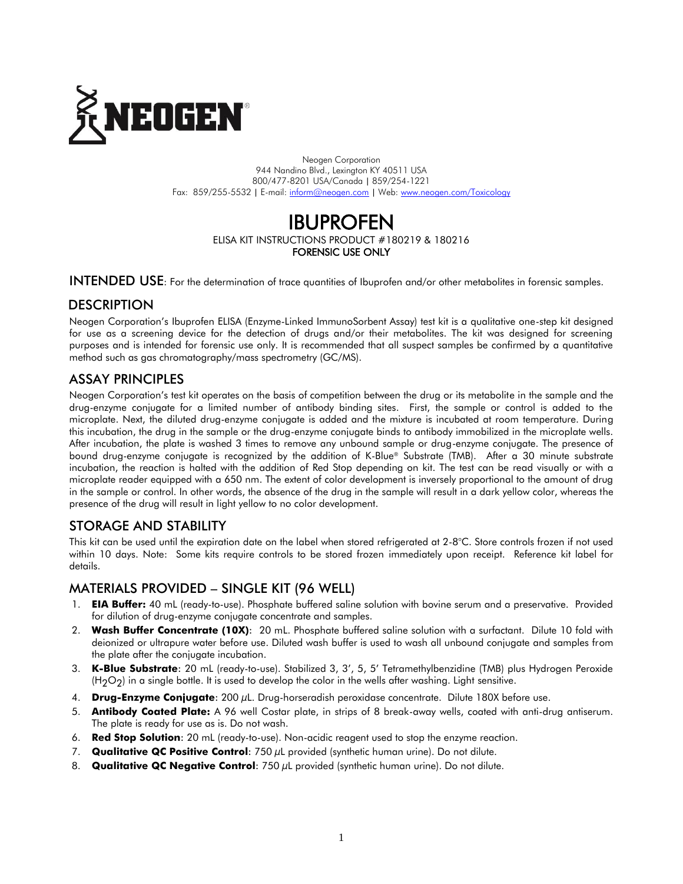Neogen Corporation
944 Nandino Blvd., Lexington KY 40511 USA
800/477-8201 USA/Canada | 859/254-1221
Fax: 859/255-5532 | E-mail: inform@neogen.com | Web: www.neogen.com/Toxicology

# IBUPROFEN

ELISA KIT INSTRUCTIONS PRODUCT #180219 & 180216

**FORENSIC USE ONLY**

## INTENDED USE: For the determination of trace quantities of Ibuprofen and/or other metabolites in forensic samples.

## DESCRIPTION

Neogen Corporation's Ibuprofen ELISA (Enzyme-Linked ImmunoSorbent Assay) test kit is a qualitative one-step kit designed for use as a screening device for the detection of drugs and/or their metabolites. The kit was designed for screening purposes and is intended for forensic use only. It is recommended that all suspect samples be confirmed by a quantitative method such as gas chromatography/mass spectrometry (GC/MS).

## ASSAY PRINCIPLES

Neogen Corporation's test kit operates on the basis of competition between the drug or its metabolite in the sample and the drug-enzyme conjugate for a limited number of antibody binding sites. First, the sample or control is added to the microplate. Next, the diluted drug-enzyme conjugate is added and the mixture is incubated at room temperature. During this incubation, the drug in the sample or the drug-enzyme conjugate binds to antibody immobilized in the microplate wells. After incubation, the plate is washed 3 times to remove any unbound sample or drug-enzyme conjugate. The presence of bound drug-enzyme conjugate is recognized by the addition of K-Blue® Substrate (TMB). After a 30 minute substrate incubation, the reaction is halted with the addition of Red Stop depending on kit. The test can be read visually or with a microplate reader equipped with a 650 nm. The extent of color development is inversely proportional to the amount of drug in the sample or control. In other words, the absence of the drug in the sample will result in a dark yellow color, whereas the presence of the drug will result in light yellow to no color development.

## STORAGE AND STABILITY

This kit can be used until the expiration date on the label when stored refrigerated at 2-8°C. Store controls frozen if not used within 10 days. Note: Some kits require controls to be stored frozen immediately upon receipt. Reference kit label for details.

## MATERIALS PROVIDED – SINGLE KIT (96 WELL)

1. **EIA Buffer:** 40 mL (ready-to-use). Phosphate buffered saline solution with bovine serum and a preservative. Provided for dilution of drug-enzyme conjugate concentrate and samples.
2. **Wash Buffer Concentrate (10X)**: 20 mL. Phosphate buffered saline solution with a surfactant. Dilute 10 fold with deionized or ultrapure water before use. Diluted wash buffer is used to wash all unbound conjugate and samples from the plate after the conjugate incubation.
3. **K-Blue Substrate**: 20 mL (ready-to-use). Stabilized 3, 3', 5, 5' Tetramethylbenzidine (TMB) plus Hydrogen Peroxide ($H_2O_2$) in a single bottle. It is used to develop the color in the wells after washing. Light sensitive.
4. **Drug-Enzyme Conjugate**: 200 µL. Drug-horseradish peroxidase concentrate. Dilute 180X before use.
5. **Antibody Coated Plate:** A 96 well Costar plate, in strips of 8 break-away wells, coated with anti-drug antiserum. The plate is ready for use as is. Do not wash.
6. **Red Stop Solution**: 20 mL (ready-to-use). Non-acidic reagent used to stop the enzyme reaction.
7. **Qualitative QC Positive Control**: 750 µL provided (synthetic human urine). Do not dilute.
8. **Qualitative QC Negative Control**: 750 µL provided (synthetic human urine). Do not dilute.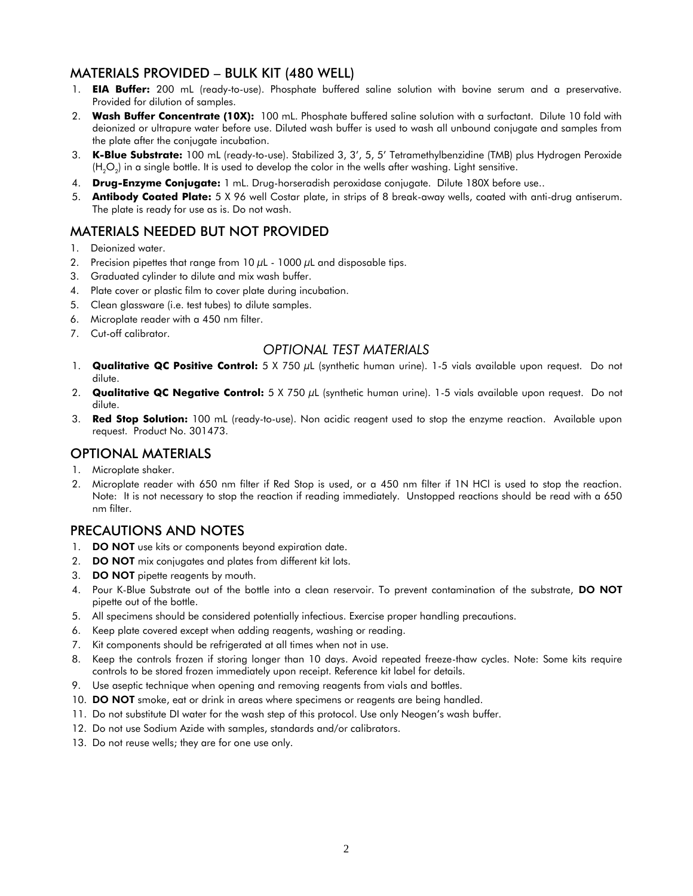## MATERIALS PROVIDED – BULK KIT (480 WELL)

1. **EIA Buffer:** 200 mL (ready-to-use). Phosphate buffered saline solution with bovine serum and a preservative. Provided for dilution of samples.
2. **Wash Buffer Concentrate (10X):** 100 mL. Phosphate buffered saline solution with a surfactant. Dilute 10 fold with deionized or ultrapure water before use. Diluted wash buffer is used to wash all unbound conjugate and samples from the plate after the conjugate incubation.
3. **K-Blue Substrate:** 100 mL (ready-to-use). Stabilized 3, 3′, 5, 5′ Tetramethylbenzidine (TMB) plus Hydrogen Peroxide ($H_2O_2$) in a single bottle. It is used to develop the color in the wells after washing. Light sensitive.
4. **Drug-Enzyme Conjugate:** 1 mL. Drug-horseradish peroxidase conjugate. Dilute 180X before use..
5. **Antibody Coated Plate:** 5 X 96 well Costar plate, in strips of 8 break-away wells, coated with anti-drug antiserum. The plate is ready for use as is. Do not wash.

## MATERIALS NEEDED BUT NOT PROVIDED

1. Deionized water.
2. Precision pipettes that range from 10 µL - 1000 µL and disposable tips.
3. Graduated cylinder to dilute and mix wash buffer.
4. Plate cover or plastic film to cover plate during incubation.
5. Clean glassware (i.e. test tubes) to dilute samples.
6. Microplate reader with a 450 nm filter.
7. Cut-off calibrator.

### *OPTIONAL TEST MATERIALS*

1. **Qualitative QC Positive Control:** 5 X 750 µL (synthetic human urine). 1-5 vials available upon request. Do not dilute.
2. **Qualitative QC Negative Control:** 5 X 750 µL (synthetic human urine). 1-5 vials available upon request. Do not dilute.
3. **Red Stop Solution:** 100 mL (ready-to-use). Non acidic reagent used to stop the enzyme reaction. Available upon request. Product No. 301473.

## OPTIONAL MATERIALS

1. Microplate shaker.
2. Microplate reader with 650 nm filter if Red Stop is used, or a 450 nm filter if 1N HCl is used to stop the reaction. Note: It is not necessary to stop the reaction if reading immediately. Unstopped reactions should be read with a 650 nm filter.

## PRECAUTIONS AND NOTES

1. **DO NOT** use kits or components beyond expiration date.
2. **DO NOT** mix conjugates and plates from different kit lots.
3. **DO NOT** pipette reagents by mouth.
4. Pour K-Blue Substrate out of the bottle into a clean reservoir. To prevent contamination of the substrate, **DO NOT** pipette out of the bottle.
5. All specimens should be considered potentially infectious. Exercise proper handling precautions.
6. Keep plate covered except when adding reagents, washing or reading.
7. Kit components should be refrigerated at all times when not in use.
8. Keep the controls frozen if storing longer than 10 days. Avoid repeated freeze-thaw cycles. Note: Some kits require controls to be stored frozen immediately upon receipt. Reference kit label for details.
9. Use aseptic technique when opening and removing reagents from vials and bottles.
10. **DO NOT** smoke, eat or drink in areas where specimens or reagents are being handled.
11. Do not substitute DI water for the wash step of this protocol. Use only Neogen's wash buffer.
12. Do not use Sodium Azide with samples, standards and/or calibrators.
13. Do not reuse wells; they are for one use only.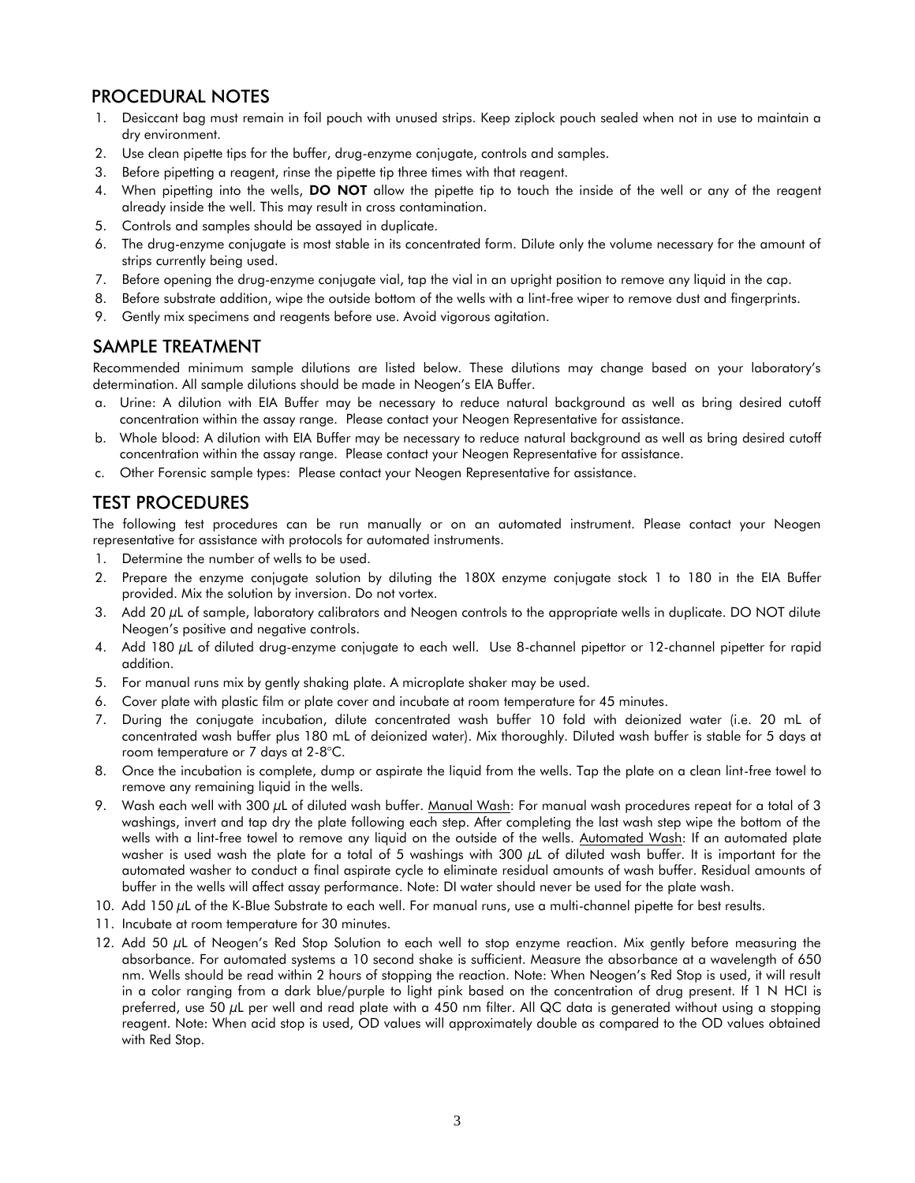## PROCEDURAL NOTES

1. Desiccant bag must remain in foil pouch with unused strips. Keep ziplock pouch sealed when not in use to maintain a dry environment.
2. Use clean pipette tips for the buffer, drug-enzyme conjugate, controls and samples.
3. Before pipetting a reagent, rinse the pipette tip three times with that reagent.
4. When pipetting into the wells, **DO NOT** allow the pipette tip to touch the inside of the well or any of the reagent already inside the well. This may result in cross contamination.
5. Controls and samples should be assayed in duplicate.
6. The drug-enzyme conjugate is most stable in its concentrated form. Dilute only the volume necessary for the amount of strips currently being used.
7. Before opening the drug-enzyme conjugate vial, tap the vial in an upright position to remove any liquid in the cap.
8. Before substrate addition, wipe the outside bottom of the wells with a lint-free wiper to remove dust and fingerprints.
9. Gently mix specimens and reagents before use. Avoid vigorous agitation.

## SAMPLE TREATMENT

Recommended minimum sample dilutions are listed below. These dilutions may change based on your laboratory's determination. All sample dilutions should be made in Neogen's EIA Buffer.

a. Urine: A dilution with EIA Buffer may be necessary to reduce natural background as well as bring desired cutoff concentration within the assay range. Please contact your Neogen Representative for assistance.
b. Whole blood: A dilution with EIA Buffer may be necessary to reduce natural background as well as bring desired cutoff concentration within the assay range. Please contact your Neogen Representative for assistance.
c. Other Forensic sample types: Please contact your Neogen Representative for assistance.

## TEST PROCEDURES

The following test procedures can be run manually or on an automated instrument. Please contact your Neogen representative for assistance with protocols for automated instruments.

1. Determine the number of wells to be used.
2. Prepare the enzyme conjugate solution by diluting the 180X enzyme conjugate stock 1 to 180 in the EIA Buffer provided. Mix the solution by inversion. Do not vortex.
3. Add 20 µL of sample, laboratory calibrators and Neogen controls to the appropriate wells in duplicate. DO NOT dilute Neogen's positive and negative controls.
4. Add 180 µL of diluted drug-enzyme conjugate to each well. Use 8-channel pipettor or 12-channel pipetter for rapid addition.
5. For manual runs mix by gently shaking plate. A microplate shaker may be used.
6. Cover plate with plastic film or plate cover and incubate at room temperature for 45 minutes.
7. During the conjugate incubation, dilute concentrated wash buffer 10 fold with deionized water (i.e. 20 mL of concentrated wash buffer plus 180 mL of deionized water). Mix thoroughly. Diluted wash buffer is stable for 5 days at room temperature or 7 days at 2-8°C.
8. Once the incubation is complete, dump or aspirate the liquid from the wells. Tap the plate on a clean lint-free towel to remove any remaining liquid in the wells.
9. Wash each well with 300 µL of diluted wash buffer. Manual Wash: For manual wash procedures repeat for a total of 3 washings, invert and tap dry the plate following each step. After completing the last wash step wipe the bottom of the wells with a lint-free towel to remove any liquid on the outside of the wells. Automated Wash: If an automated plate washer is used wash the plate for a total of 5 washings with 300 µL of diluted wash buffer. It is important for the automated washer to conduct a final aspirate cycle to eliminate residual amounts of wash buffer. Residual amounts of buffer in the wells will affect assay performance. Note: DI water should never be used for the plate wash.
10. Add 150 µL of the K-Blue Substrate to each well. For manual runs, use a multi-channel pipette for best results.
11. Incubate at room temperature for 30 minutes.
12. Add 50 µL of Neogen's Red Stop Solution to each well to stop enzyme reaction. Mix gently before measuring the absorbance. For automated systems a 10 second shake is sufficient. Measure the absorbance at a wavelength of 650 nm. Wells should be read within 2 hours of stopping the reaction. Note: When Neogen's Red Stop is used, it will result in a color ranging from a dark blue/purple to light pink based on the concentration of drug present. If 1 N HCl is preferred, use 50 µL per well and read plate with a 450 nm filter. All QC data is generated without using a stopping reagent. Note: When acid stop is used, OD values will approximately double as compared to the OD values obtained with Red Stop.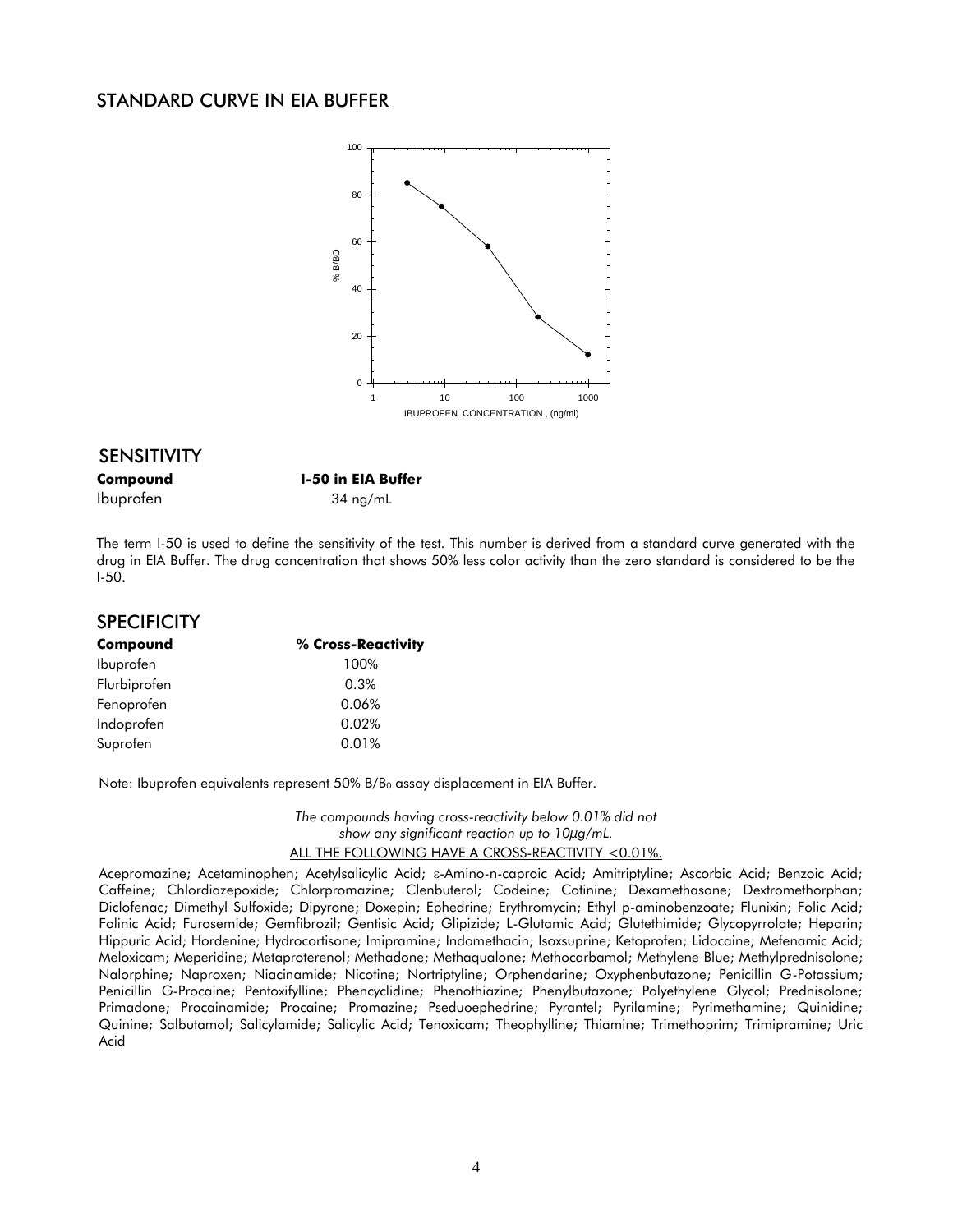## STANDARD CURVE IN EIA BUFFER

## SENSITIVITY

| Compound | I-50 in EIA Buffer |
| --- | --- |
| Ibuprofen | 34 ng/mL |

The term I-50 is used to define the sensitivity of the test. This number is derived from a standard curve generated with the drug in EIA Buffer. The drug concentration that shows 50% less color activity than the zero standard is considered to be the I-50.

## SPECIFICITY

| Compound | % Cross-Reactivity |
| --- | --- |
| Ibuprofen | 100% |
| Flurbiprofen | 0.3% |
| Fenoprofen | 0.06% |
| Indoprofen | 0.02% |
| Suprofen | 0.01% |

Note: Ibuprofen equivalents represent 50% $B/B_0$ assay displacement in EIA Buffer.

*The compounds having cross-reactivity below 0.01% did not show any significant reaction up to 10µg/mL.*

ALL THE FOLLOWING HAVE A CROSS-REACTIVITY <0.01%.

Acepromazine; Acetaminophen; Acetylsalicylic Acid; ε-Amino-n-caproic Acid; Amitriptyline; Ascorbic Acid; Benzoic Acid; Caffeine; Chlordiazepoxide; Chlorpromazine; Clenbuterol; Codeine; Cotinine; Dexamethasone; Dextromethorphan; Diclofenac; Dimethyl Sulfoxide; Dipyrone; Doxepin; Ephedrine; Erythromycin; Ethyl p-aminobenzoate; Flunixin; Folic Acid; Folinic Acid; Furosemide; Gemfibrozil; Gentisic Acid; Glipizide; L-Glutamic Acid; Glutethimide; Glycopyrrolate; Heparin; Hippuric Acid; Hordenine; Hydrocortisone; Imipramine; Indomethacin; Isoxsuprine; Ketoprofen; Lidocaine; Mefenamic Acid; Meloxicam; Meperidine; Metaproterenol; Methadone; Methaqualone; Methocarbamol; Methylene Blue; Methylprednisolone; Nalorphine; Naproxen; Niacinamide; Nicotine; Nortriptyline; Orphendarine; Oxyphenbutazone; Penicillin G-Potassium; Penicillin G-Procaine; Pentoxifylline; Phencyclidine; Phenothiazine; Phenylbutazone; Polyethylene Glycol; Prednisolone; Primadone; Procainamide; Procaine; Promazine; Pseduoephedrine; Pyrantel; Pyrilamine; Pyrimethamine; Quinidine; Quinine; Salbutamol; Salicylamide; Salicylic Acid; Tenoxicam; Theophylline; Thiamine; Trimethoprim; Trimipramine; Uric Acid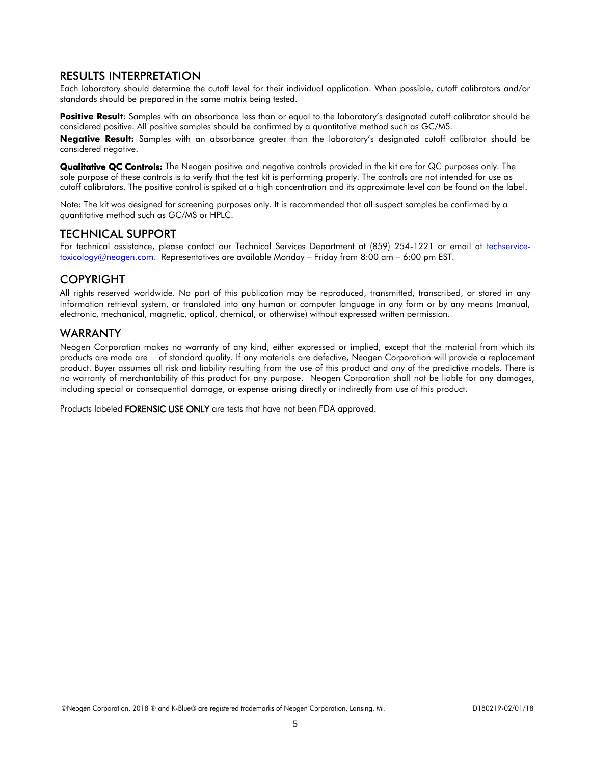## RESULTS INTERPRETATION

Each laboratory should determine the cutoff level for their individual application. When possible, cutoff calibrators and/or standards should be prepared in the same matrix being tested.

**Positive Result**: Samples with an absorbance less than or equal to the laboratory's designated cutoff calibrator should be considered positive. All positive samples should be confirmed by a quantitative method such as GC/MS.

**Negative Result:** Samples with an absorbance greater than the laboratory's designated cutoff calibrator should be considered negative.

**Qualitative QC Controls:** The Neogen positive and negative controls provided in the kit are for QC purposes only. The sole purpose of these controls is to verify that the test kit is performing properly. The controls are not intended for use as cutoff calibrators. The positive control is spiked at a high concentration and its approximate level can be found on the label.

Note: The kit was designed for screening purposes only. It is recommended that all suspect samples be confirmed by a quantitative method such as GC/MS or HPLC.

## TECHNICAL SUPPORT

For technical assistance, please contact our Technical Services Department at (859) 254-1221 or email at techservice-toxicology@neogen.com. Representatives are available Monday – Friday from 8:00 am – 6:00 pm EST.

## COPYRIGHT

All rights reserved worldwide. No part of this publication may be reproduced, transmitted, transcribed, or stored in any information retrieval system, or translated into any human or computer language in any form or by any means (manual, electronic, mechanical, magnetic, optical, chemical, or otherwise) without expressed written permission.

## WARRANTY

Neogen Corporation makes no warranty of any kind, either expressed or implied, except that the material from which its products are made are of standard quality. If any materials are defective, Neogen Corporation will provide a replacement product. Buyer assumes all risk and liability resulting from the use of this product and any of the predictive models. There is no warranty of merchantability of this product for any purpose. Neogen Corporation shall not be liable for any damages, including special or consequential damage, or expense arising directly or indirectly from use of this product.

Products labeled **FORENSIC USE ONLY** are tests that have not been FDA approved.

©Neogen Corporation, 2018 ® and K-Blue® are registered trademarks of Neogen Corporation, Lansing, MI. D180219-02/01/18